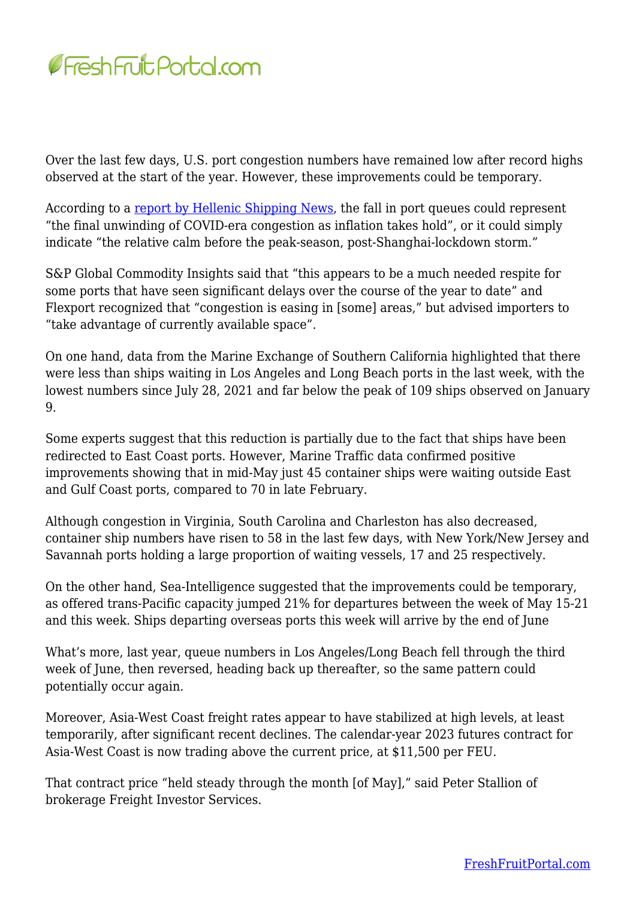Over the last few days, U.S. port congestion numbers have remained low after record highs observed at the start of the year. However, these improvements could be temporary.

According to a [report by Hellenic Shipping News](), the fall in port queues could represent "the final unwinding of COVID-era congestion as inflation takes hold", or it could simply indicate "the relative calm before the peak-season, post-Shanghai-lockdown storm."

S&P Global Commodity Insights said that "this appears to be a much needed respite for some ports that have seen significant delays over the course of the year to date" and Flexport recognized that "congestion is easing in [some] areas," but advised importers to "take advantage of currently available space".

On one hand, data from the Marine Exchange of Southern California highlighted that there were less than ships waiting in Los Angeles and Long Beach ports in the last week, with the lowest numbers since July 28, 2021 and far below the peak of 109 ships observed on January 9.

Some experts suggest that this reduction is partially due to the fact that ships have been redirected to East Coast ports. However, Marine Traffic data confirmed positive improvements showing that in mid-May just 45 container ships were waiting outside East and Gulf Coast ports, compared to 70 in late February.

Although congestion in Virginia, South Carolina and Charleston has also decreased, container ship numbers have risen to 58 in the last few days, with New York/New Jersey and Savannah ports holding a large proportion of waiting vessels, 17 and 25 respectively.

On the other hand, Sea-Intelligence suggested that the improvements could be temporary, as offered trans-Pacific capacity jumped 21% for departures between the week of May 15-21 and this week. Ships departing overseas ports this week will arrive by the end of June

What's more, last year, queue numbers in Los Angeles/Long Beach fell through the third week of June, then reversed, heading back up thereafter, so the same pattern could potentially occur again.

Moreover, Asia-West Coast freight rates appear to have stabilized at high levels, at least temporarily, after significant recent declines. The calendar-year 2023 futures contract for Asia-West Coast is now trading above the current price, at $11,500 per FEU.

That contract price "held steady through the month [of May]," said Peter Stallion of brokerage Freight Investor Services.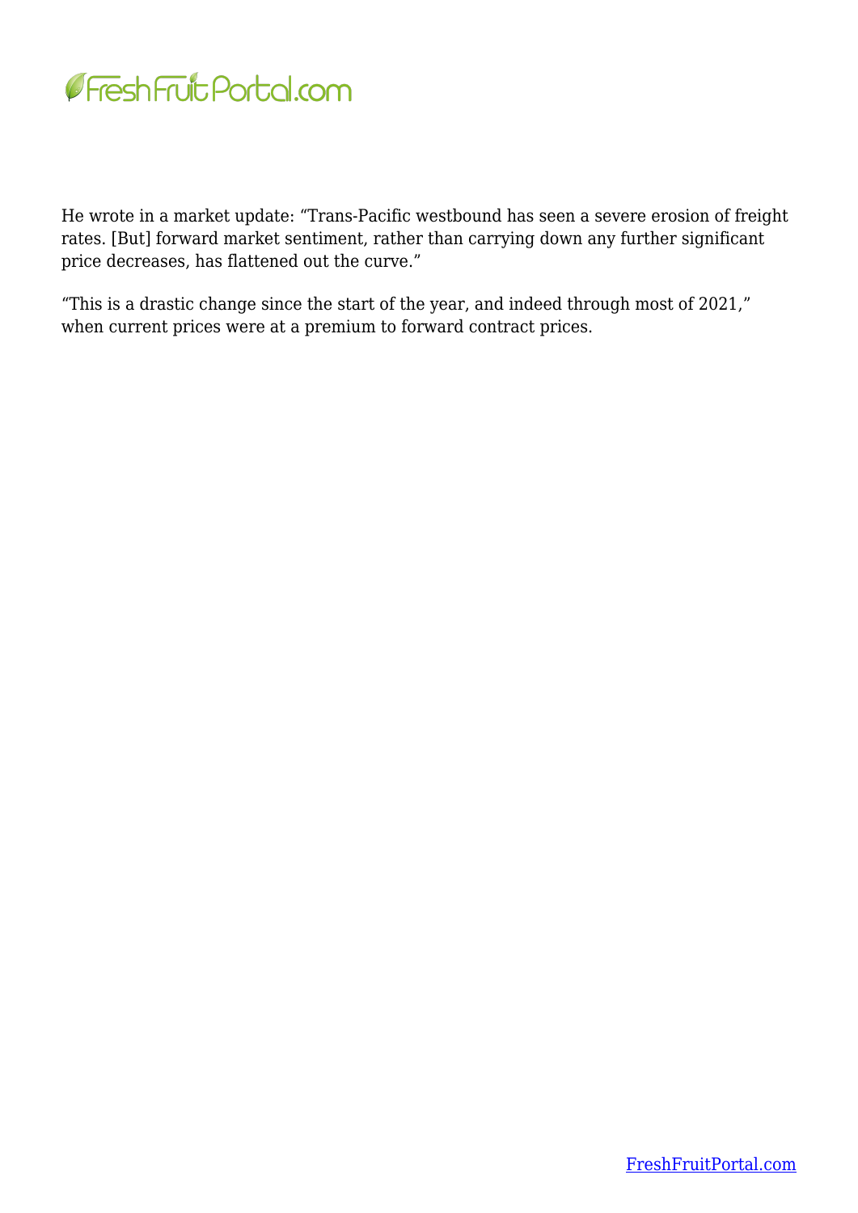He wrote in a market update: “Trans-Pacific westbound has seen a severe erosion of freight rates. [But] forward market sentiment, rather than carrying down any further significant price decreases, has flattened out the curve.”

“This is a drastic change since the start of the year, and indeed through most of 2021,” when current prices were at a premium to forward contract prices.